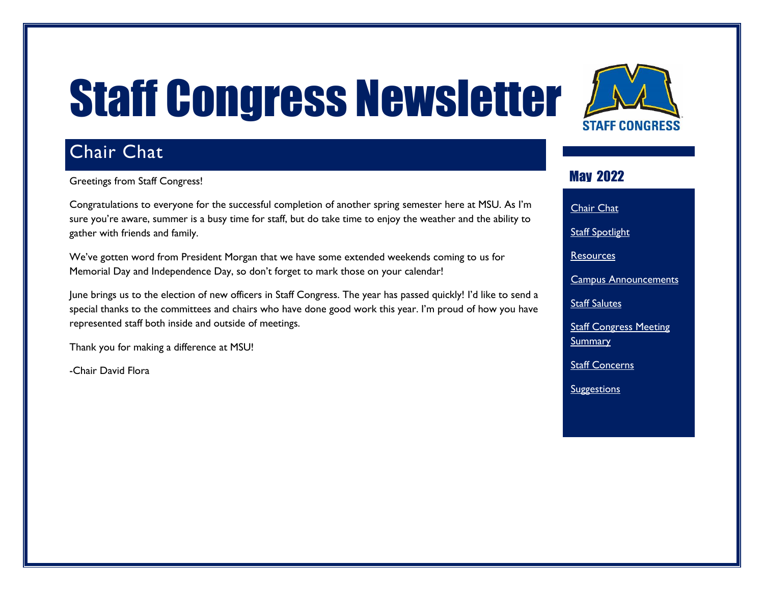# Staff Congress Newsletter

STAFF CONGRESS

## Chair Chat

Greetings from Staff Congress!

Congratulations to everyone for the successful completion of another spring semester here at MSU. As I'm sure you're aware, summer is a busy time for staff, but do take time to enjoy the weather and the ability to gather with friends and family.

We've gotten word from President Morgan that we have some extended weekends coming to us for Memorial Day and Independence Day, so don't forget to mark those on your calendar!

June brings us to the election of new officers in Staff Congress. The year has passed quickly! I'd like to send a special thanks to the committees and chairs who have done good work this year. I'm proud of how you have represented staff both inside and outside of meetings.

Thank you for making a difference at MSU!

-Chair David Flora

## May 2022

- Chair Chat
- Staff Spotlight
- Resources
- Campus Announcements
- Staff Salutes
- Staff Congress Meeting Summary
- Staff Concerns
- Suggestions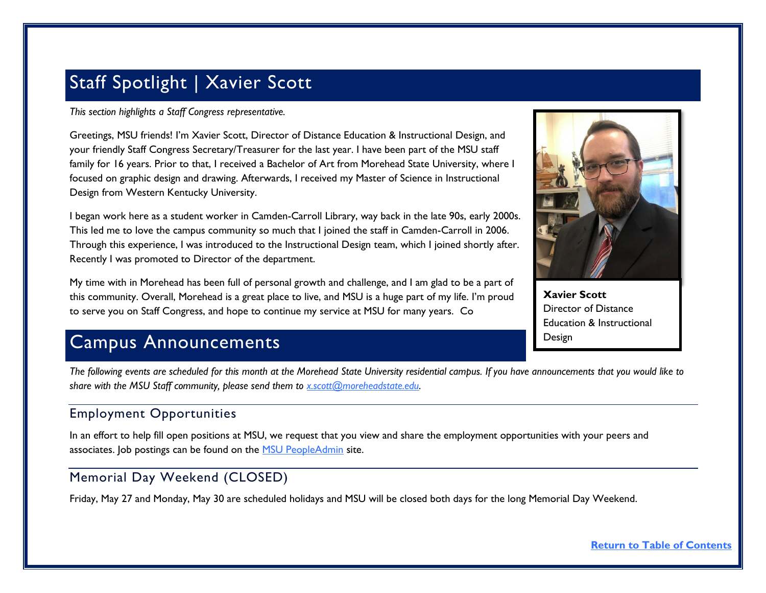# Staff Spotlight | Xavier Scott

*This section highlights a Staff Congress representative.*

Greetings, MSU friends! I'm Xavier Scott, Director of Distance Education & Instructional Design, and your friendly Staff Congress Secretary/Treasurer for the last year. I have been part of the MSU staff family for 16 years. Prior to that, I received a Bachelor of Art from Morehead State University, where I focused on graphic design and drawing. Afterwards, I received my Master of Science in Instructional Design from Western Kentucky University.

I began work here as a student worker in Camden-Carroll Library, way back in the late 90s, early 2000s. This led me to love the campus community so much that I joined the staff in Camden-Carroll in 2006. Through this experience, I was introduced to the Instructional Design team, which I joined shortly after. Recently I was promoted to Director of the department.

My time with in Morehead has been full of personal growth and challenge, and I am glad to be a part of this community. Overall, Morehead is a great place to live, and MSU is a huge part of my life. I'm proud to serve you on Staff Congress, and hope to continue my service at MSU for many years. Co

**Xavier Scott**
Director of Distance Education & Instructional Design

# Campus Announcements

*The following events are scheduled for this month at the Morehead State University residential campus. If you have announcements that you would like to share with the MSU Staff community, please send them to [x.scott@moreheadstate.edu](mailto:x.scott@moreheadstate.edu).*

## Employment Opportunities

In an effort to help fill open positions at MSU, we request that you view and share the employment opportunities with your peers and associates. Job postings can be found on the [MSU PeopleAdmin](#) site.

## Memorial Day Weekend (CLOSED)

Friday, May 27 and Monday, May 30 are scheduled holidays and MSU will be closed both days for the long Memorial Day Weekend.

[**Return to Table of Contents**](#)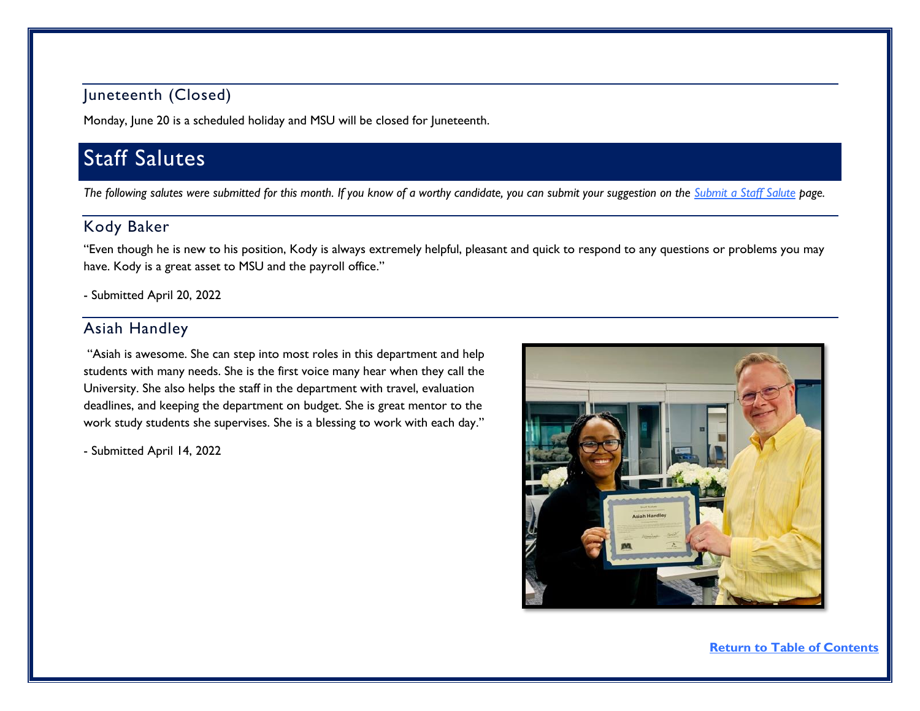## Juneteenth (Closed)

Monday, June 20 is a scheduled holiday and MSU will be closed for Juneteenth.

# Staff Salutes

*The following salutes were submitted for this month. If you know of a worthy candidate, you can submit your suggestion on the [Submit a Staff Salute] page.*

## Kody Baker

"Even though he is new to his position, Kody is always extremely helpful, pleasant and quick to respond to any questions or problems you may have. Kody is a great asset to MSU and the payroll office."

- Submitted April 20, 2022

## Asiah Handley

"Asiah is awesome. She can step into most roles in this department and help students with many needs. She is the first voice many hear when they call the University. She also helps the staff in the department with travel, evaluation deadlines, and keeping the department on budget. She is great mentor to the work study students she supervises. She is a blessing to work with each day."

- Submitted April 14, 2022

**Return to Table of Contents**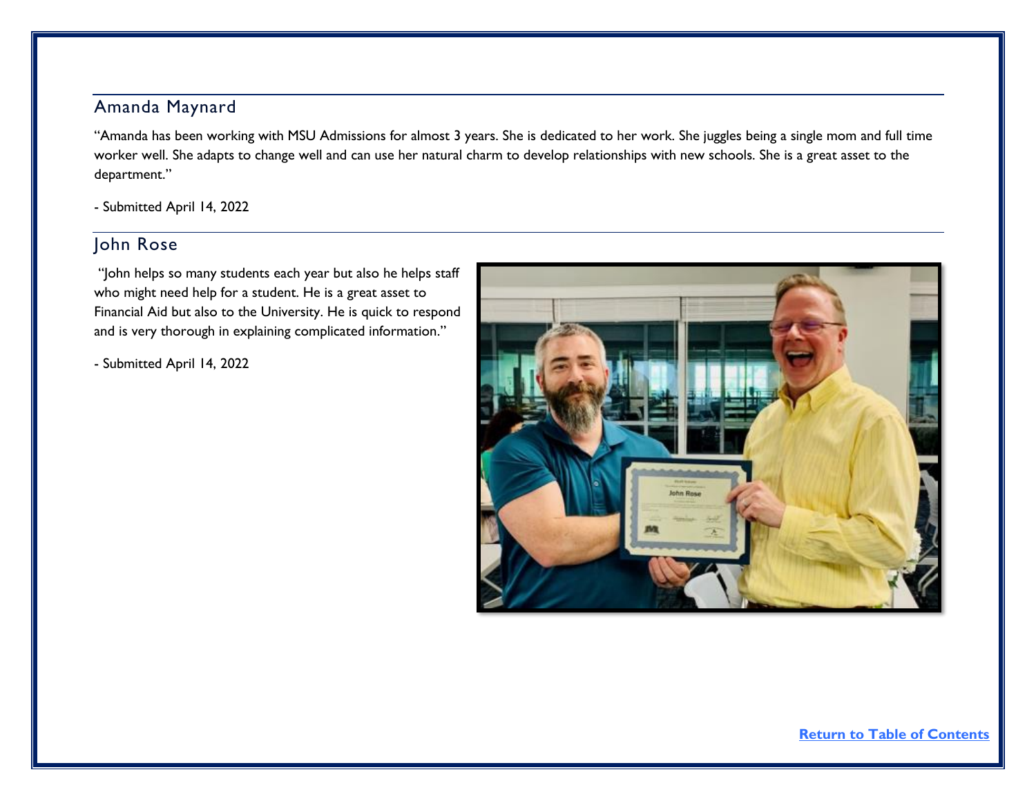## Amanda Maynard

"Amanda has been working with MSU Admissions for almost 3 years. She is dedicated to her work. She juggles being a single mom and full time worker well. She adapts to change well and can use her natural charm to develop relationships with new schools. She is a great asset to the department."

- Submitted April 14, 2022

## John Rose

"John helps so many students each year but also he helps staff who might need help for a student. He is a great asset to Financial Aid but also to the University. He is quick to respond and is very thorough in explaining complicated information."

- Submitted April 14, 2022

[Return to Table of Contents]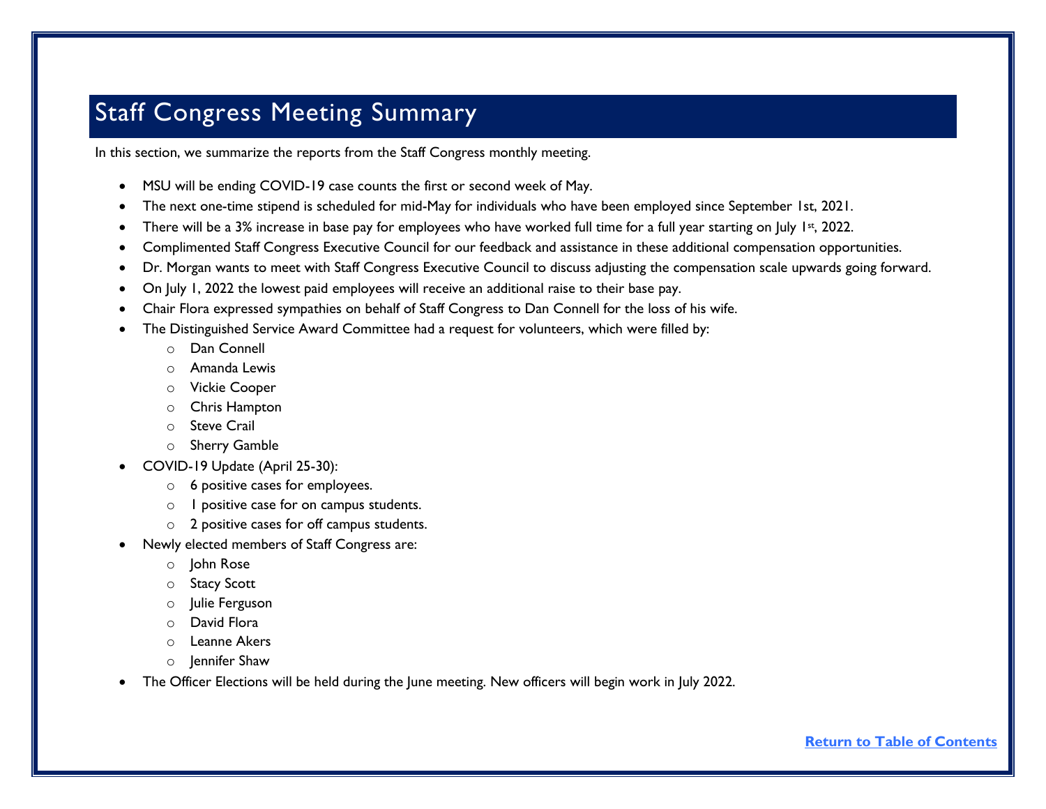# Staff Congress Meeting Summary

In this section, we summarize the reports from the Staff Congress monthly meeting.

- MSU will be ending COVID-19 case counts the first or second week of May.
- The next one-time stipend is scheduled for mid-May for individuals who have been employed since September 1st, 2021.
- There will be a 3% increase in base pay for employees who have worked full time for a full year starting on July 1st, 2022.
- Complimented Staff Congress Executive Council for our feedback and assistance in these additional compensation opportunities.
- Dr. Morgan wants to meet with Staff Congress Executive Council to discuss adjusting the compensation scale upwards going forward.
- On July 1, 2022 the lowest paid employees will receive an additional raise to their base pay.
- Chair Flora expressed sympathies on behalf of Staff Congress to Dan Connell for the loss of his wife.
- The Distinguished Service Award Committee had a request for volunteers, which were filled by:
  - Dan Connell
  - Amanda Lewis
  - Vickie Cooper
  - Chris Hampton
  - Steve Crail
  - Sherry Gamble
- COVID-19 Update (April 25-30):
  - 6 positive cases for employees.
  - 1 positive case for on campus students.
  - 2 positive cases for off campus students.
- Newly elected members of Staff Congress are:
  - John Rose
  - Stacy Scott
  - Julie Ferguson
  - David Flora
  - Leanne Akers
  - Jennifer Shaw
- The Officer Elections will be held during the June meeting. New officers will begin work in July 2022.

**Return to Table of Contents**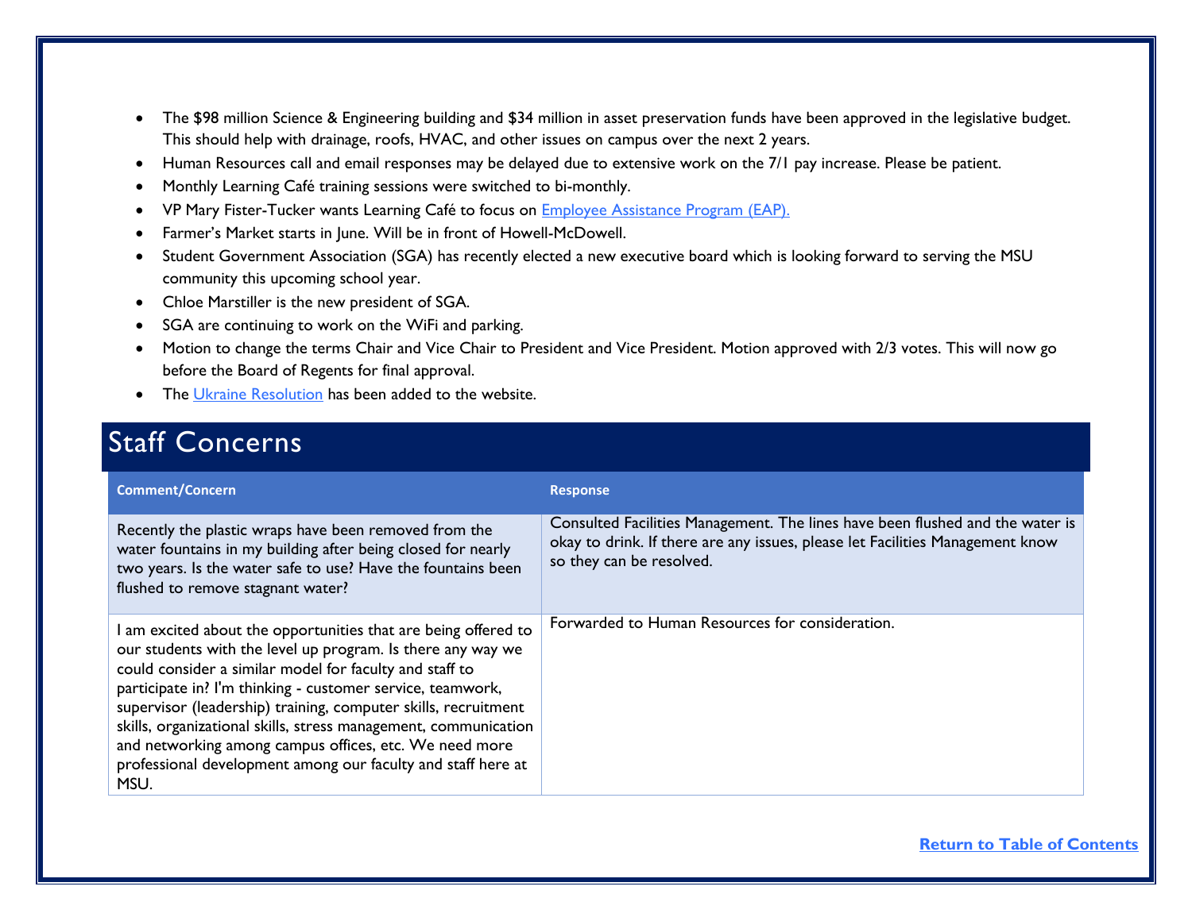- The $98 million Science & Engineering building and $34 million in asset preservation funds have been approved in the legislative budget. This should help with drainage, roofs, HVAC, and other issues on campus over the next 2 years.
- Human Resources call and email responses may be delayed due to extensive work on the 7/1 pay increase. Please be patient.
- Monthly Learning Café training sessions were switched to bi-monthly.
- VP Mary Fister-Tucker wants Learning Café to focus on [Employee Assistance Program (EAP).]
- Farmer's Market starts in June. Will be in front of Howell-McDowell.
- Student Government Association (SGA) has recently elected a new executive board which is looking forward to serving the MSU community this upcoming school year.
- Chloe Marstiller is the new president of SGA.
- SGA are continuing to work on the WiFi and parking.
- Motion to change the terms Chair and Vice Chair to President and Vice President. Motion approved with 2/3 votes. This will now go before the Board of Regents for final approval.
- The [Ukraine Resolution] has been added to the website.

# Staff Concerns

| Comment/Concern | Response |
|---|---|
| Recently the plastic wraps have been removed from the water fountains in my building after being closed for nearly two years. Is the water safe to use? Have the fountains been flushed to remove stagnant water? | Consulted Facilities Management. The lines have been flushed and the water is okay to drink. If there are any issues, please let Facilities Management know so they can be resolved. |
| I am excited about the opportunities that are being offered to our students with the level up program. Is there any way we could consider a similar model for faculty and staff to participate in? I'm thinking - customer service, teamwork, supervisor (leadership) training, computer skills, recruitment skills, organizational skills, stress management, communication and networking among campus offices, etc. We need more professional development among our faculty and staff here at MSU. | Forwarded to Human Resources for consideration. |

**Return to Table of Contents**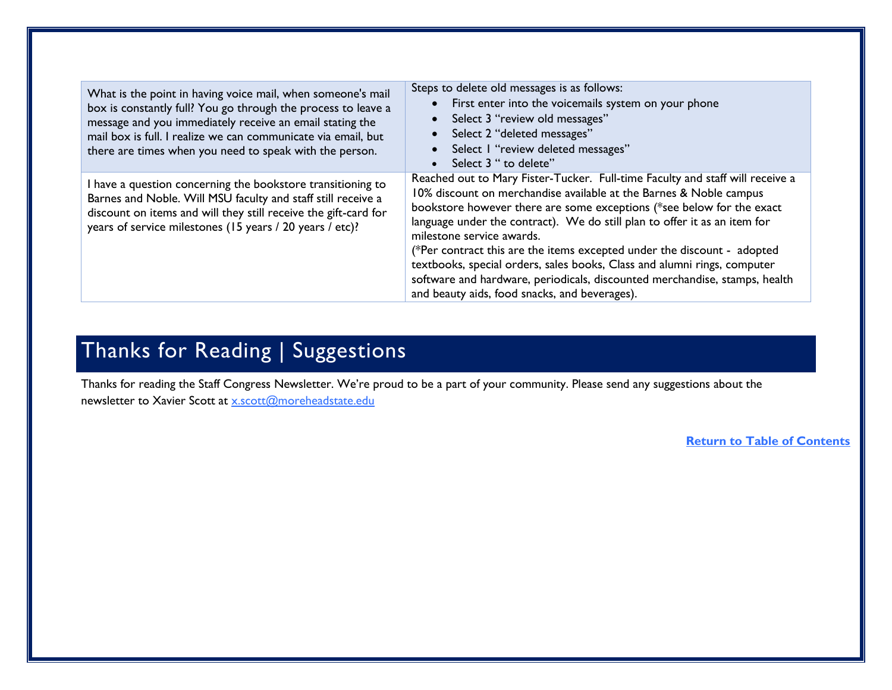| | |
|---|---|
| What is the point in having voice mail, when someone's mail box is constantly full? You go through the process to leave a message and you immediately receive an email stating the mail box is full. I realize we can communicate via email, but there are times when you need to speak with the person. | Steps to delete old messages is as follows:<br>• First enter into the voicemails system on your phone<br>• Select 3 "review old messages"<br>• Select 2 "deleted messages"<br>• Select 1 "review deleted messages"<br>• Select 3 " to delete" |
| I have a question concerning the bookstore transitioning to Barnes and Noble. Will MSU faculty and staff still receive a discount on items and will they still receive the gift-card for years of service milestones (15 years / 20 years / etc)? | Reached out to Mary Fister-Tucker. Full-time Faculty and staff will receive a 10% discount on merchandise available at the Barnes & Noble campus bookstore however there are some exceptions (*see below for the exact language under the contract). We do still plan to offer it as an item for milestone service awards.<br>(*Per contract this are the items excepted under the discount - adopted textbooks, special orders, sales books, Class and alumni rings, computer software and hardware, periodicals, discounted merchandise, stamps, health and beauty aids, food snacks, and beverages). |

## Thanks for Reading | Suggestions

Thanks for reading the Staff Congress Newsletter. We're proud to be a part of your community. Please send any suggestions about the newsletter to Xavier Scott at [x.scott@moreheadstate.edu](mailto:x.scott@moreheadstate.edu)

**Return to Table of Contents**